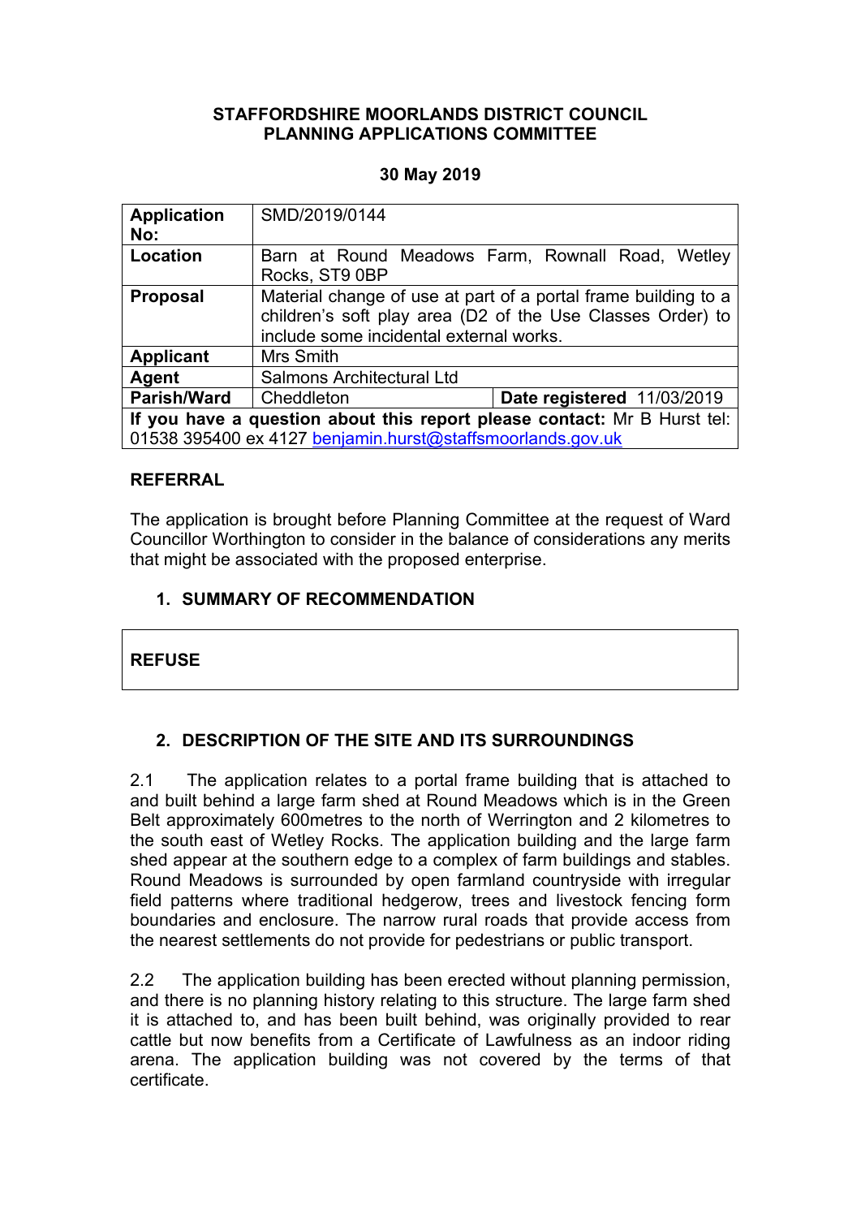**STAFFORDSHIRE MOORLANDS DISTRICT COUNCIL**
**PLANNING APPLICATIONS COMMITTEE**

**30 May 2019**

| | | |
|---|---|---|
| **Application No:** | SMD/2019/0144 | |
| **Location** | Barn at Round Meadows Farm, Rownall Road, Wetley Rocks, ST9 0BP | |
| **Proposal** | Material change of use at part of a portal frame building to a children's soft play area (D2 of the Use Classes Order) to include some incidental external works. | |
| **Applicant** | Mrs Smith | |
| **Agent** | Salmons Architectural Ltd | |
| **Parish/Ward** | Cheddleton | **Date registered** 11/03/2019 |
| **If you have a question about this report please contact:** Mr B Hurst tel: 01538 395400 ex 4127 benjamin.hurst@staffsmoorlands.gov.uk | | |

## REFERRAL

The application is brought before Planning Committee at the request of Ward Councillor Worthington to consider in the balance of considerations any merits that might be associated with the proposed enterprise.

## 1. SUMMARY OF RECOMMENDATION

**REFUSE**

## 2. DESCRIPTION OF THE SITE AND ITS SURROUNDINGS

2.1 The application relates to a portal frame building that is attached to and built behind a large farm shed at Round Meadows which is in the Green Belt approximately 600metres to the north of Werrington and 2 kilometres to the south east of Wetley Rocks. The application building and the large farm shed appear at the southern edge to a complex of farm buildings and stables. Round Meadows is surrounded by open farmland countryside with irregular field patterns where traditional hedgerow, trees and livestock fencing form boundaries and enclosure. The narrow rural roads that provide access from the nearest settlements do not provide for pedestrians or public transport.

2.2 The application building has been erected without planning permission, and there is no planning history relating to this structure. The large farm shed it is attached to, and has been built behind, was originally provided to rear cattle but now benefits from a Certificate of Lawfulness as an indoor riding arena. The application building was not covered by the terms of that certificate.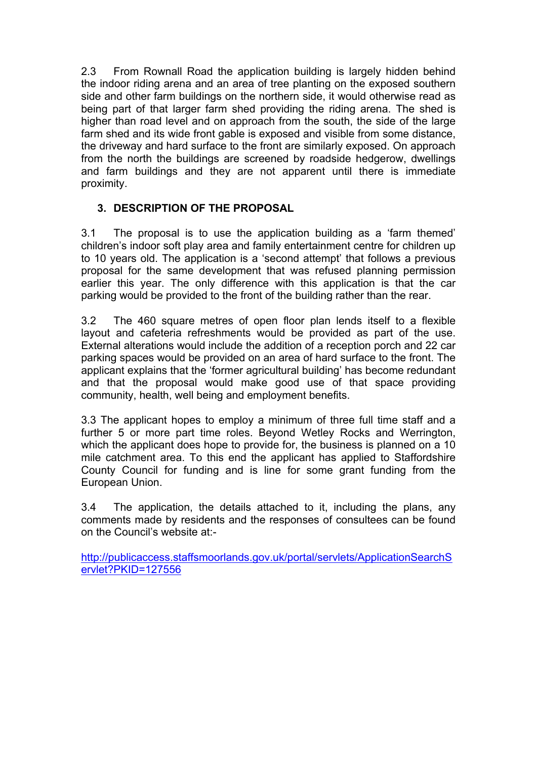2.3 From Rownall Road the application building is largely hidden behind the indoor riding arena and an area of tree planting on the exposed southern side and other farm buildings on the northern side, it would otherwise read as being part of that larger farm shed providing the riding arena. The shed is higher than road level and on approach from the south, the side of the large farm shed and its wide front gable is exposed and visible from some distance, the driveway and hard surface to the front are similarly exposed. On approach from the north the buildings are screened by roadside hedgerow, dwellings and farm buildings and they are not apparent until there is immediate proximity.

## 3. DESCRIPTION OF THE PROPOSAL

3.1 The proposal is to use the application building as a 'farm themed' children's indoor soft play area and family entertainment centre for children up to 10 years old. The application is a 'second attempt' that follows a previous proposal for the same development that was refused planning permission earlier this year. The only difference with this application is that the car parking would be provided to the front of the building rather than the rear.

3.2 The 460 square metres of open floor plan lends itself to a flexible layout and cafeteria refreshments would be provided as part of the use. External alterations would include the addition of a reception porch and 22 car parking spaces would be provided on an area of hard surface to the front. The applicant explains that the 'former agricultural building' has become redundant and that the proposal would make good use of that space providing community, health, well being and employment benefits.

3.3 The applicant hopes to employ a minimum of three full time staff and a further 5 or more part time roles. Beyond Wetley Rocks and Werrington, which the applicant does hope to provide for, the business is planned on a 10 mile catchment area. To this end the applicant has applied to Staffordshire County Council for funding and is line for some grant funding from the European Union.

3.4 The application, the details attached to it, including the plans, any comments made by residents and the responses of consultees can be found on the Council's website at:-

[http://publicaccess.staffsmoorlands.gov.uk/portal/servlets/ApplicationSearchServlet?PKID=127556](http://publicaccess.staffsmoorlands.gov.uk/portal/servlets/ApplicationSearchServlet?PKID=127556)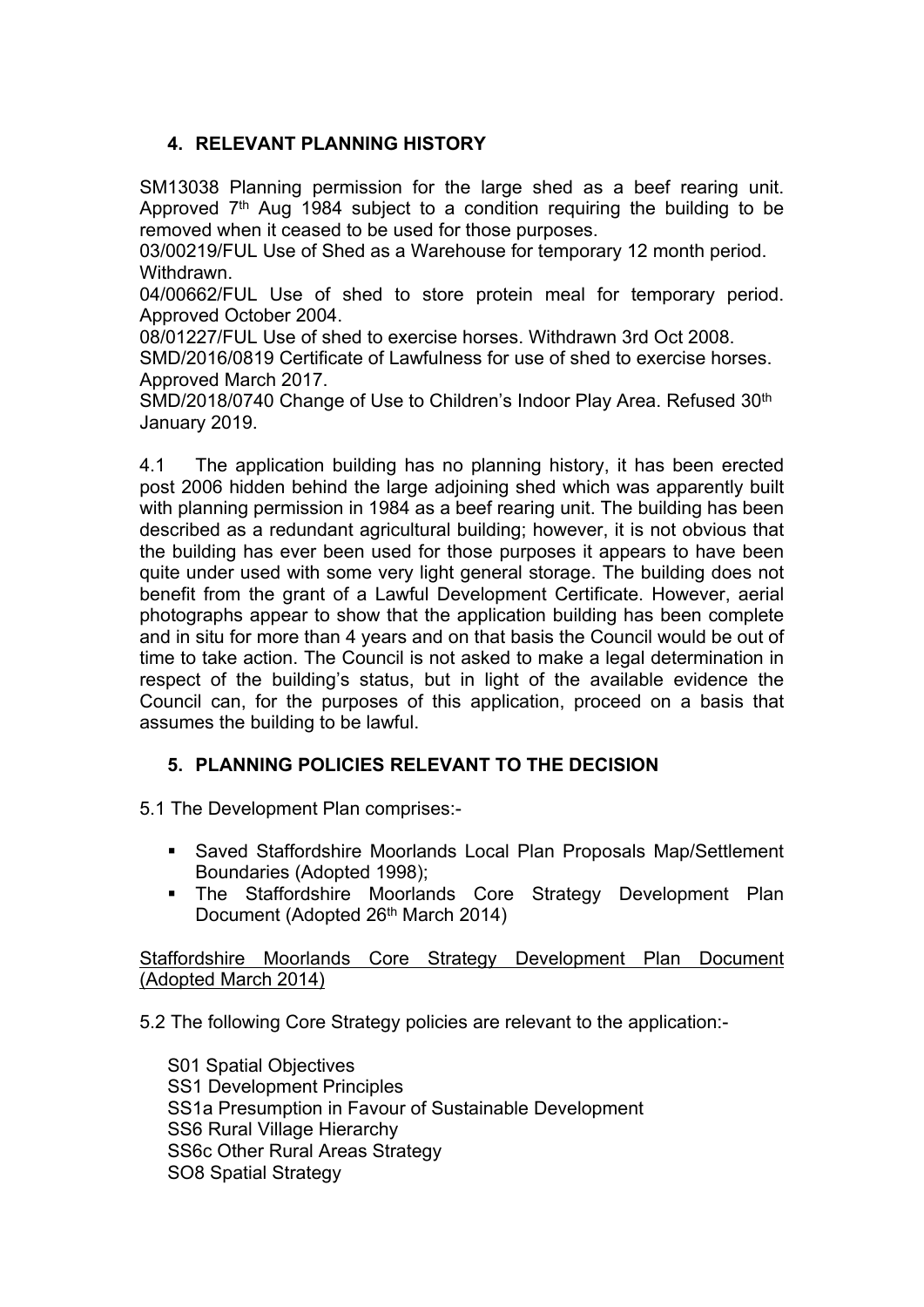## 4. RELEVANT PLANNING HISTORY

SM13038 Planning permission for the large shed as a beef rearing unit. Approved 7th Aug 1984 subject to a condition requiring the building to be removed when it ceased to be used for those purposes.

03/00219/FUL Use of Shed as a Warehouse for temporary 12 month period. Withdrawn.

04/00662/FUL Use of shed to store protein meal for temporary period. Approved October 2004.

08/01227/FUL Use of shed to exercise horses. Withdrawn 3rd Oct 2008.

SMD/2016/0819 Certificate of Lawfulness for use of shed to exercise horses. Approved March 2017.

SMD/2018/0740 Change of Use to Children's Indoor Play Area. Refused 30th January 2019.

4.1 The application building has no planning history, it has been erected post 2006 hidden behind the large adjoining shed which was apparently built with planning permission in 1984 as a beef rearing unit. The building has been described as a redundant agricultural building; however, it is not obvious that the building has ever been used for those purposes it appears to have been quite under used with some very light general storage. The building does not benefit from the grant of a Lawful Development Certificate. However, aerial photographs appear to show that the application building has been complete and in situ for more than 4 years and on that basis the Council would be out of time to take action. The Council is not asked to make a legal determination in respect of the building's status, but in light of the available evidence the Council can, for the purposes of this application, proceed on a basis that assumes the building to be lawful.

## 5. PLANNING POLICIES RELEVANT TO THE DECISION

5.1 The Development Plan comprises:-

- Saved Staffordshire Moorlands Local Plan Proposals Map/Settlement Boundaries (Adopted 1998);
- The Staffordshire Moorlands Core Strategy Development Plan Document (Adopted 26th March 2014)

<u>Staffordshire Moorlands Core Strategy Development Plan Document (Adopted March 2014)</u>

5.2 The following Core Strategy policies are relevant to the application:-

S01 Spatial Objectives
SS1 Development Principles
SS1a Presumption in Favour of Sustainable Development
SS6 Rural Village Hierarchy
SS6c Other Rural Areas Strategy
SO8 Spatial Strategy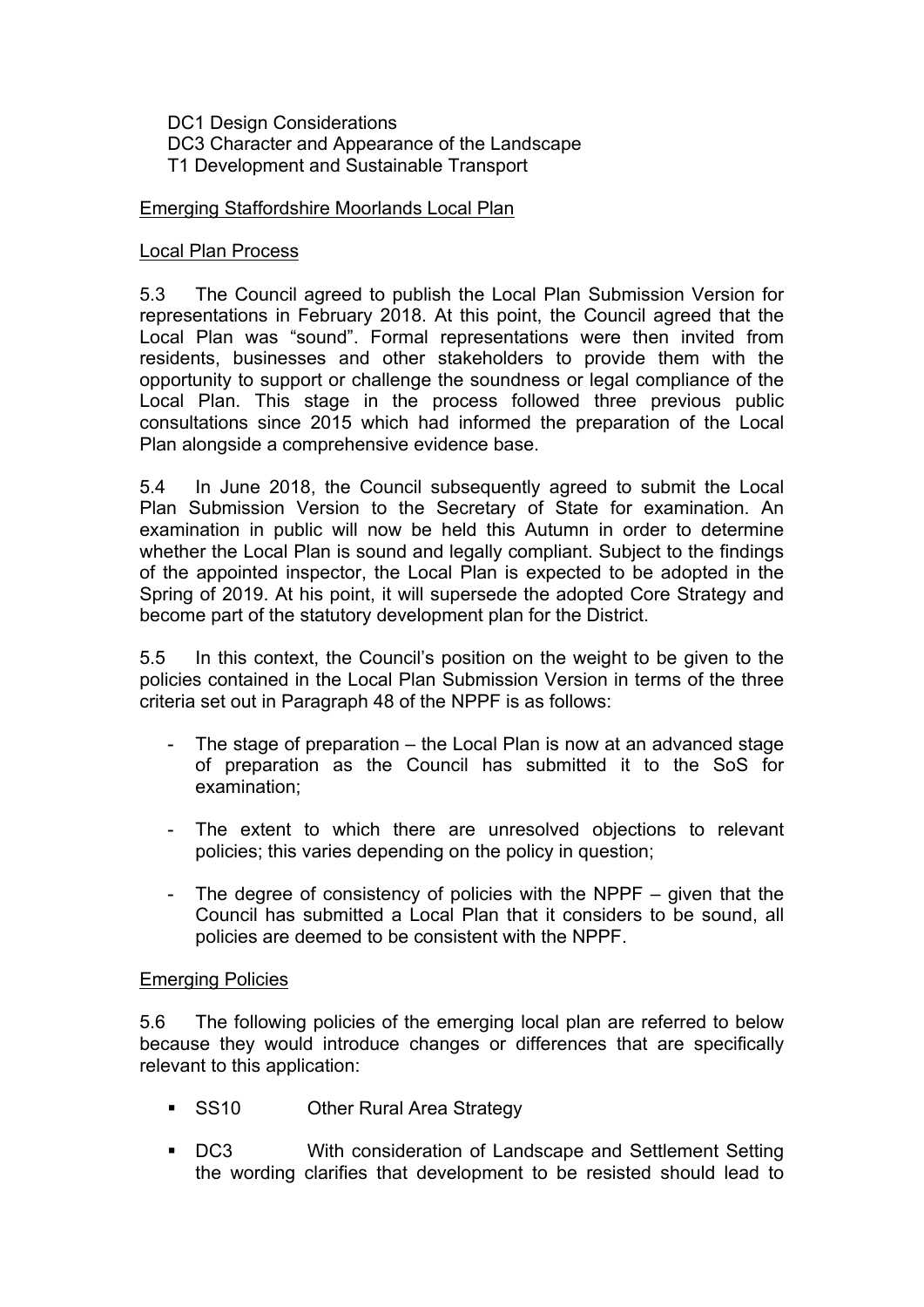DC1 Design Considerations
DC3 Character and Appearance of the Landscape
T1 Development and Sustainable Transport

Emerging Staffordshire Moorlands Local Plan

Local Plan Process

5.3 The Council agreed to publish the Local Plan Submission Version for representations in February 2018. At this point, the Council agreed that the Local Plan was "sound". Formal representations were then invited from residents, businesses and other stakeholders to provide them with the opportunity to support or challenge the soundness or legal compliance of the Local Plan. This stage in the process followed three previous public consultations since 2015 which had informed the preparation of the Local Plan alongside a comprehensive evidence base.

5.4 In June 2018, the Council subsequently agreed to submit the Local Plan Submission Version to the Secretary of State for examination. An examination in public will now be held this Autumn in order to determine whether the Local Plan is sound and legally compliant. Subject to the findings of the appointed inspector, the Local Plan is expected to be adopted in the Spring of 2019. At his point, it will supersede the adopted Core Strategy and become part of the statutory development plan for the District.

5.5 In this context, the Council's position on the weight to be given to the policies contained in the Local Plan Submission Version in terms of the three criteria set out in Paragraph 48 of the NPPF is as follows:

- The stage of preparation – the Local Plan is now at an advanced stage of preparation as the Council has submitted it to the SoS for examination;
- The extent to which there are unresolved objections to relevant policies; this varies depending on the policy in question;
- The degree of consistency of policies with the NPPF – given that the Council has submitted a Local Plan that it considers to be sound, all policies are deemed to be consistent with the NPPF.

Emerging Policies

5.6 The following policies of the emerging local plan are referred to below because they would introduce changes or differences that are specifically relevant to this application:

- SS10 Other Rural Area Strategy
- DC3 With consideration of Landscape and Settlement Setting the wording clarifies that development to be resisted should lead to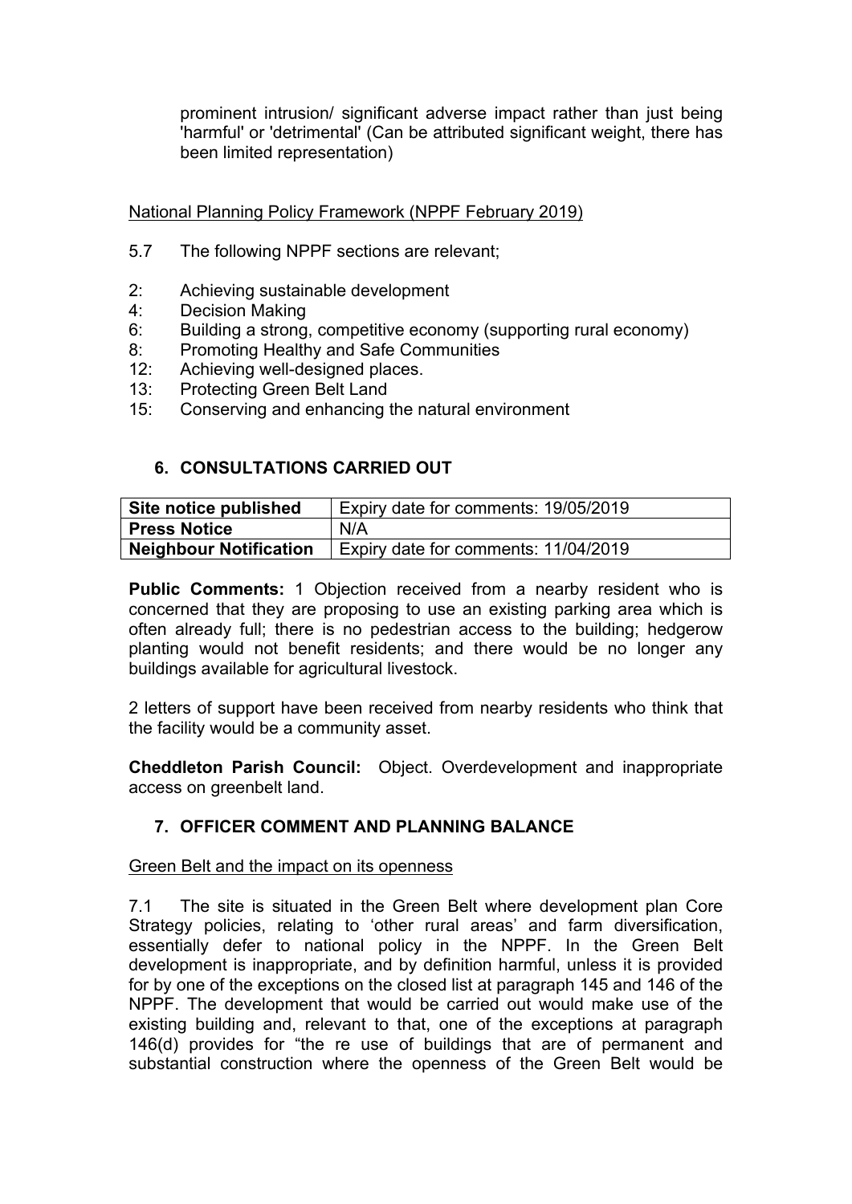prominent intrusion/ significant adverse impact rather than just being 'harmful' or 'detrimental' (Can be attributed significant weight, there has been limited representation)

National Planning Policy Framework (NPPF February 2019)

5.7 The following NPPF sections are relevant;

2: Achieving sustainable development
4: Decision Making
6: Building a strong, competitive economy (supporting rural economy)
8: Promoting Healthy and Safe Communities
12: Achieving well-designed places.
13: Protecting Green Belt Land
15: Conserving and enhancing the natural environment

## 6. CONSULTATIONS CARRIED OUT

| **Site notice published** | Expiry date for comments: 19/05/2019 |
|---|---|
| **Press Notice** | N/A |
| **Neighbour Notification** | Expiry date for comments: 11/04/2019 |

**Public Comments:** 1 Objection received from a nearby resident who is concerned that they are proposing to use an existing parking area which is often already full; there is no pedestrian access to the building; hedgerow planting would not benefit residents; and there would be no longer any buildings available for agricultural livestock.

2 letters of support have been received from nearby residents who think that the facility would be a community asset.

**Cheddleton Parish Council:** Object. Overdevelopment and inappropriate access on greenbelt land.

## 7. OFFICER COMMENT AND PLANNING BALANCE

Green Belt and the impact on its openness

7.1 The site is situated in the Green Belt where development plan Core Strategy policies, relating to 'other rural areas' and farm diversification, essentially defer to national policy in the NPPF. In the Green Belt development is inappropriate, and by definition harmful, unless it is provided for by one of the exceptions on the closed list at paragraph 145 and 146 of the NPPF. The development that would be carried out would make use of the existing building and, relevant to that, one of the exceptions at paragraph 146(d) provides for "the re use of buildings that are of permanent and substantial construction where the openness of the Green Belt would be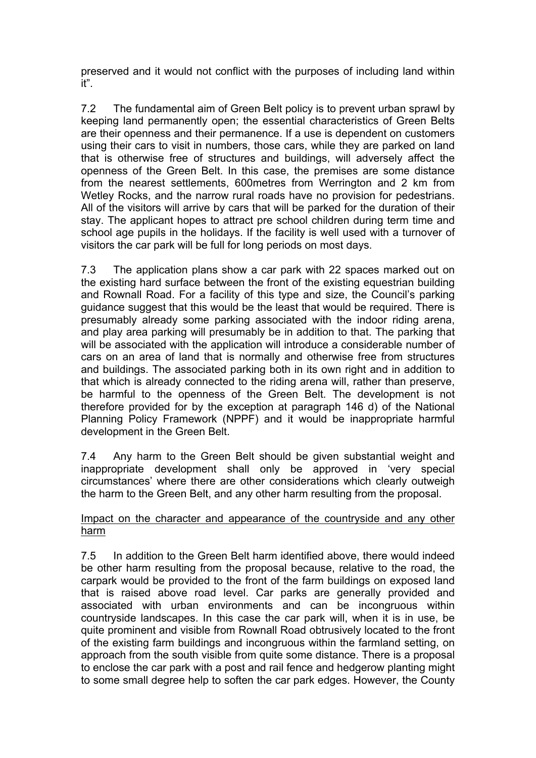preserved and it would not conflict with the purposes of including land within it".

7.2 The fundamental aim of Green Belt policy is to prevent urban sprawl by keeping land permanently open; the essential characteristics of Green Belts are their openness and their permanence. If a use is dependent on customers using their cars to visit in numbers, those cars, while they are parked on land that is otherwise free of structures and buildings, will adversely affect the openness of the Green Belt. In this case, the premises are some distance from the nearest settlements, 600metres from Werrington and 2 km from Wetley Rocks, and the narrow rural roads have no provision for pedestrians. All of the visitors will arrive by cars that will be parked for the duration of their stay. The applicant hopes to attract pre school children during term time and school age pupils in the holidays. If the facility is well used with a turnover of visitors the car park will be full for long periods on most days.

7.3 The application plans show a car park with 22 spaces marked out on the existing hard surface between the front of the existing equestrian building and Rownall Road. For a facility of this type and size, the Council's parking guidance suggest that this would be the least that would be required. There is presumably already some parking associated with the indoor riding arena, and play area parking will presumably be in addition to that. The parking that will be associated with the application will introduce a considerable number of cars on an area of land that is normally and otherwise free from structures and buildings. The associated parking both in its own right and in addition to that which is already connected to the riding arena will, rather than preserve, be harmful to the openness of the Green Belt. The development is not therefore provided for by the exception at paragraph 146 d) of the National Planning Policy Framework (NPPF) and it would be inappropriate harmful development in the Green Belt.

7.4 Any harm to the Green Belt should be given substantial weight and inappropriate development shall only be approved in 'very special circumstances' where there are other considerations which clearly outweigh the harm to the Green Belt, and any other harm resulting from the proposal.

<u>Impact on the character and appearance of the countryside and any other harm</u>

7.5 In addition to the Green Belt harm identified above, there would indeed be other harm resulting from the proposal because, relative to the road, the carpark would be provided to the front of the farm buildings on exposed land that is raised above road level. Car parks are generally provided and associated with urban environments and can be incongruous within countryside landscapes. In this case the car park will, when it is in use, be quite prominent and visible from Rownall Road obtrusively located to the front of the existing farm buildings and incongruous within the farmland setting, on approach from the south visible from quite some distance. There is a proposal to enclose the car park with a post and rail fence and hedgerow planting might to some small degree help to soften the car park edges. However, the County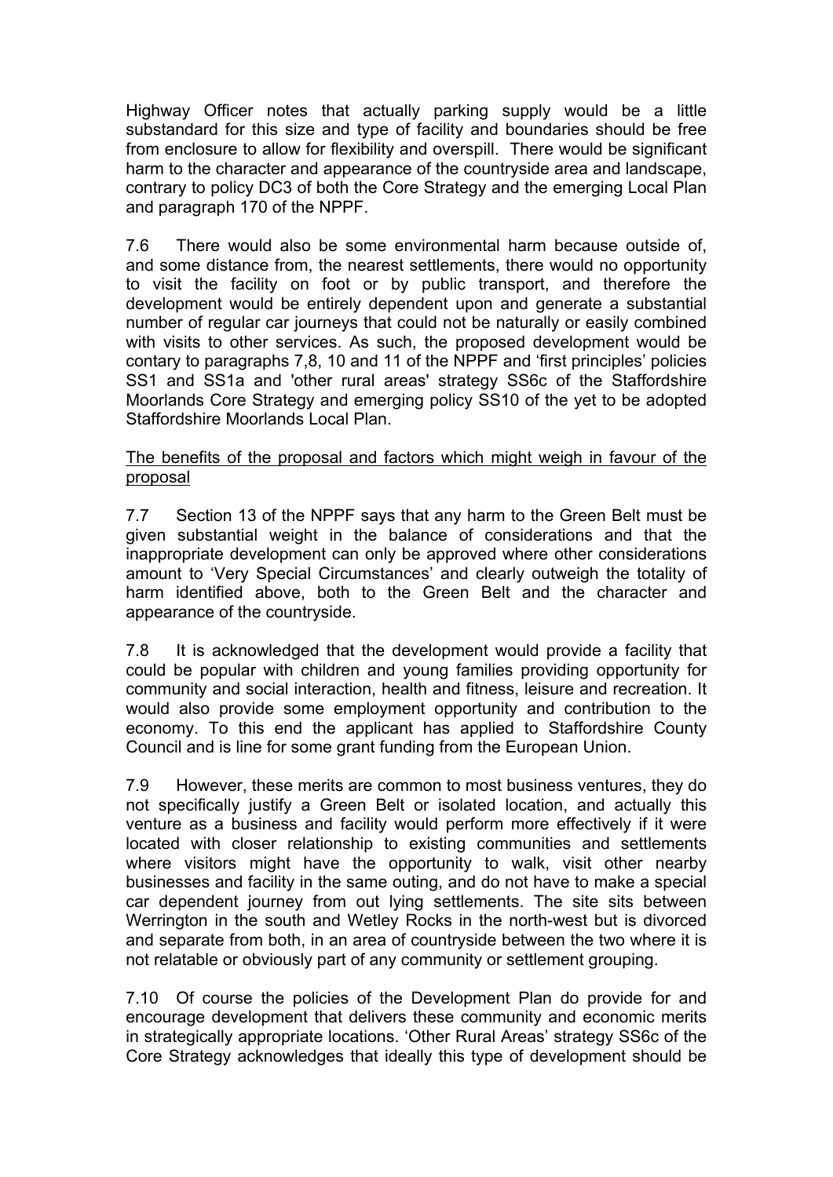Highway Officer notes that actually parking supply would be a little substandard for this size and type of facility and boundaries should be free from enclosure to allow for flexibility and overspill. There would be significant harm to the character and appearance of the countryside area and landscape, contrary to policy DC3 of both the Core Strategy and the emerging Local Plan and paragraph 170 of the NPPF.

7.6 There would also be some environmental harm because outside of, and some distance from, the nearest settlements, there would no opportunity to visit the facility on foot or by public transport, and therefore the development would be entirely dependent upon and generate a substantial number of regular car journeys that could not be naturally or easily combined with visits to other services. As such, the proposed development would be contary to paragraphs 7,8, 10 and 11 of the NPPF and 'first principles' policies SS1 and SS1a and 'other rural areas' strategy SS6c of the Staffordshire Moorlands Core Strategy and emerging policy SS10 of the yet to be adopted Staffordshire Moorlands Local Plan.

<u>The benefits of the proposal and factors which might weigh in favour of the proposal</u>

7.7 Section 13 of the NPPF says that any harm to the Green Belt must be given substantial weight in the balance of considerations and that the inappropriate development can only be approved where other considerations amount to 'Very Special Circumstances' and clearly outweigh the totality of harm identified above, both to the Green Belt and the character and appearance of the countryside.

7.8 It is acknowledged that the development would provide a facility that could be popular with children and young families providing opportunity for community and social interaction, health and fitness, leisure and recreation. It would also provide some employment opportunity and contribution to the economy. To this end the applicant has applied to Staffordshire County Council and is line for some grant funding from the European Union.

7.9 However, these merits are common to most business ventures, they do not specifically justify a Green Belt or isolated location, and actually this venture as a business and facility would perform more effectively if it were located with closer relationship to existing communities and settlements where visitors might have the opportunity to walk, visit other nearby businesses and facility in the same outing, and do not have to make a special car dependent journey from out lying settlements. The site sits between Werrington in the south and Wetley Rocks in the north-west but is divorced and separate from both, in an area of countryside between the two where it is not relatable or obviously part of any community or settlement grouping.

7.10 Of course the policies of the Development Plan do provide for and encourage development that delivers these community and economic merits in strategically appropriate locations. 'Other Rural Areas' strategy SS6c of the Core Strategy acknowledges that ideally this type of development should be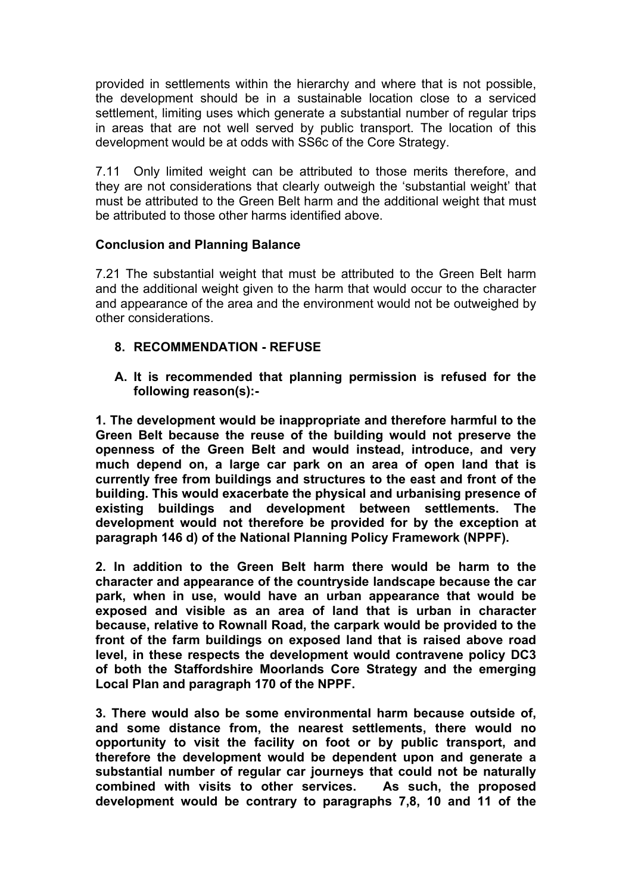provided in settlements within the hierarchy and where that is not possible, the development should be in a sustainable location close to a serviced settlement, limiting uses which generate a substantial number of regular trips in areas that are not well served by public transport. The location of this development would be at odds with SS6c of the Core Strategy.

7.11 Only limited weight can be attributed to those merits therefore, and they are not considerations that clearly outweigh the 'substantial weight' that must be attributed to the Green Belt harm and the additional weight that must be attributed to those other harms identified above.

**Conclusion and Planning Balance**

7.21 The substantial weight that must be attributed to the Green Belt harm and the additional weight given to the harm that would occur to the character and appearance of the area and the environment would not be outweighed by other considerations.

## 8. RECOMMENDATION - REFUSE

**A. It is recommended that planning permission is refused for the following reason(s):-**

**1. The development would be inappropriate and therefore harmful to the Green Belt because the reuse of the building would not preserve the openness of the Green Belt and would instead, introduce, and very much depend on, a large car park on an area of open land that is currently free from buildings and structures to the east and front of the building. This would exacerbate the physical and urbanising presence of existing buildings and development between settlements. The development would not therefore be provided for by the exception at paragraph 146 d) of the National Planning Policy Framework (NPPF).**

**2. In addition to the Green Belt harm there would be harm to the character and appearance of the countryside landscape because the car park, when in use, would have an urban appearance that would be exposed and visible as an area of land that is urban in character because, relative to Rownall Road, the carpark would be provided to the front of the farm buildings on exposed land that is raised above road level, in these respects the development would contravene policy DC3 of both the Staffordshire Moorlands Core Strategy and the emerging Local Plan and paragraph 170 of the NPPF.**

**3. There would also be some environmental harm because outside of, and some distance from, the nearest settlements, there would no opportunity to visit the facility on foot or by public transport, and therefore the development would be dependent upon and generate a substantial number of regular car journeys that could not be naturally combined with visits to other services. As such, the proposed development would be contrary to paragraphs 7,8, 10 and 11 of the**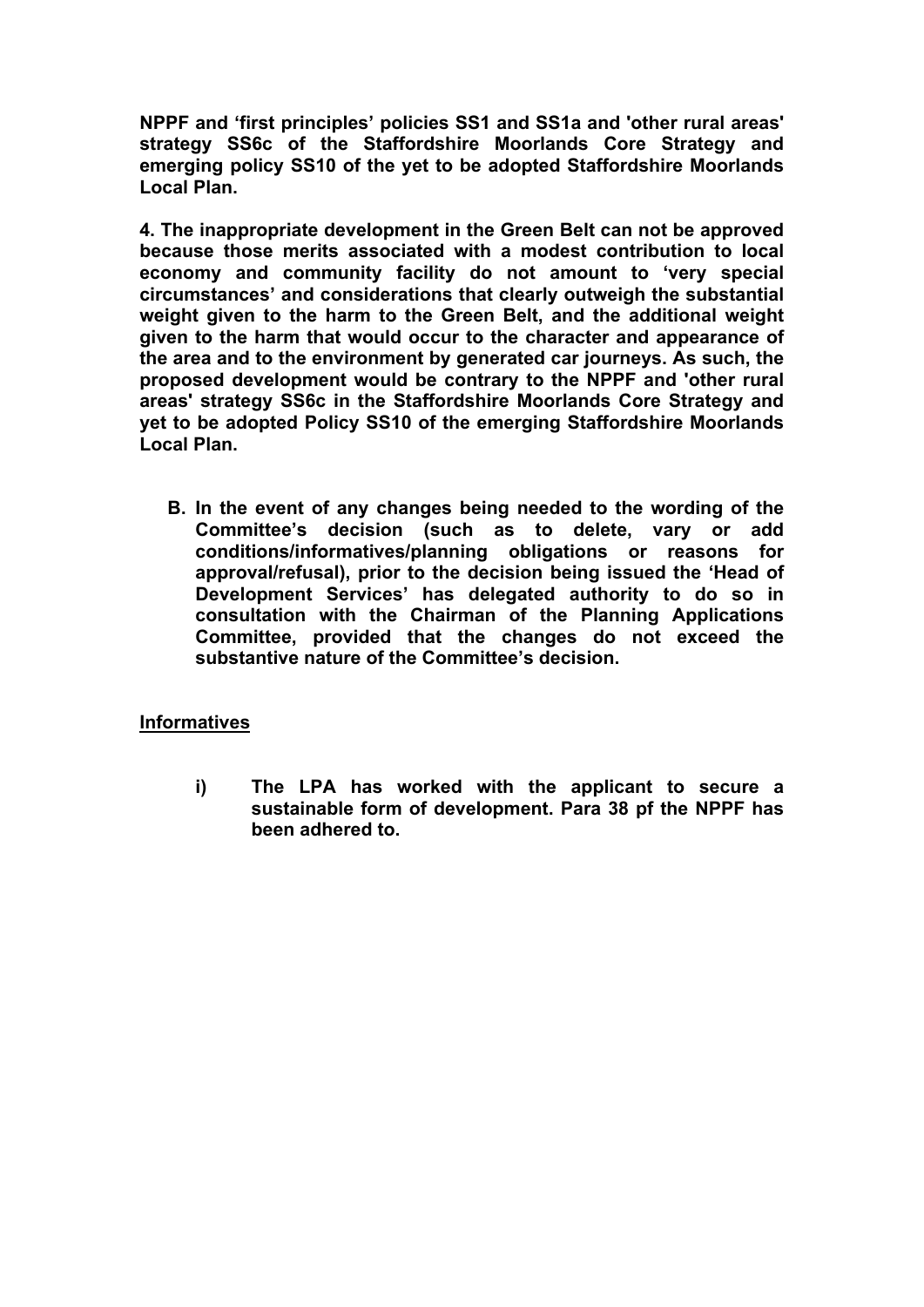**NPPF and 'first principles' policies SS1 and SS1a and 'other rural areas' strategy SS6c of the Staffordshire Moorlands Core Strategy and emerging policy SS10 of the yet to be adopted Staffordshire Moorlands Local Plan.**

**4. The inappropriate development in the Green Belt can not be approved because those merits associated with a modest contribution to local economy and community facility do not amount to 'very special circumstances' and considerations that clearly outweigh the substantial weight given to the harm to the Green Belt, and the additional weight given to the harm that would occur to the character and appearance of the area and to the environment by generated car journeys. As such, the proposed development would be contrary to the NPPF and 'other rural areas' strategy SS6c in the Staffordshire Moorlands Core Strategy and yet to be adopted Policy SS10 of the emerging Staffordshire Moorlands Local Plan.**

**B. In the event of any changes being needed to the wording of the Committee's decision (such as to delete, vary or add conditions/informatives/planning obligations or reasons for approval/refusal), prior to the decision being issued the 'Head of Development Services' has delegated authority to do so in consultation with the Chairman of the Planning Applications Committee, provided that the changes do not exceed the substantive nature of the Committee's decision.**

**<u>Informatives</u>**

**i) The LPA has worked with the applicant to secure a sustainable form of development. Para 38 pf the NPPF has been adhered to.**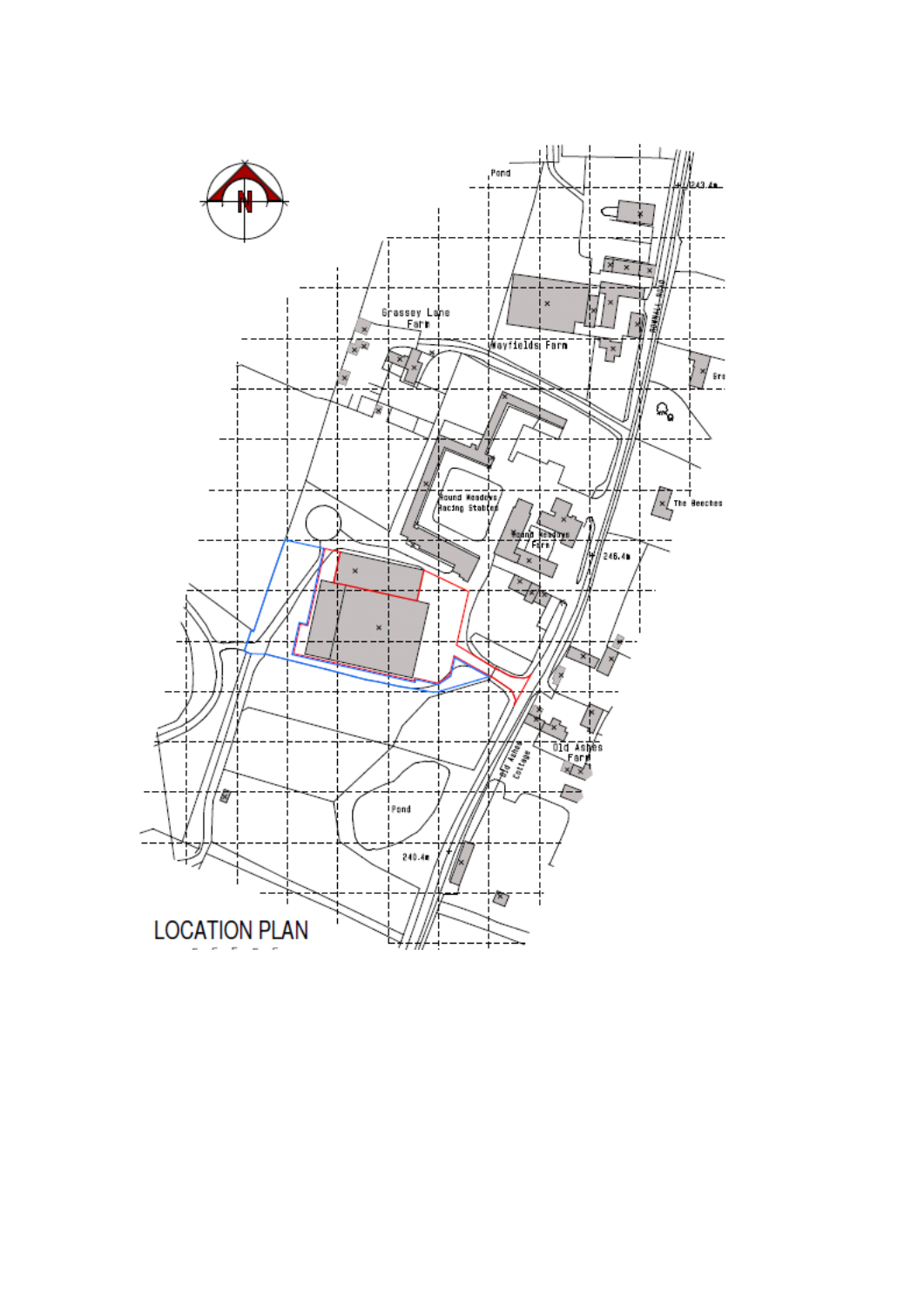LOCATION PLAN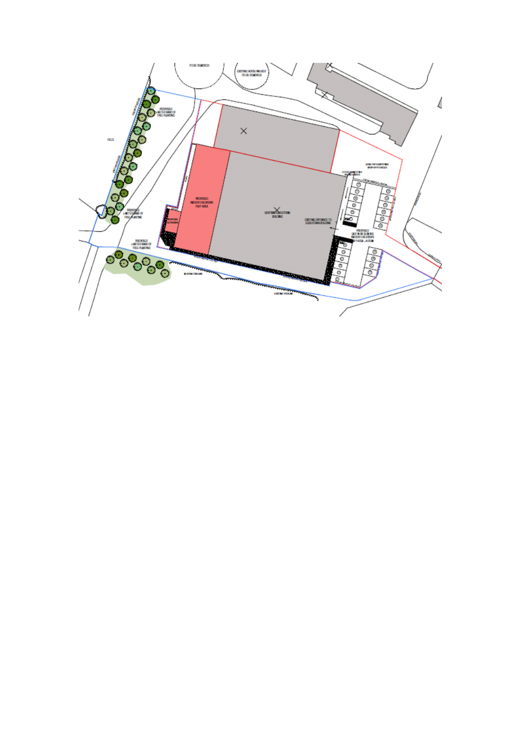(TO BE REMOVED)

EXISTING HORSE WALKER (TO BE REMOVED)

PROPOSED 4 METER BAND OF TREE PLANTING

FIELD

PROPOSED INDOOR CHILDRENS PLAY AREA

EXISTING EQUESTRIAN BUILDING

AREA FOR EQUESTRIAN DROP OFF VEHICLES

EXISTING ENTRANCE TO EQUESTRIAN BUILDING

PROPOSED CAR PARK SERVING INDOOR CHILDRENS PLAY AREA / ARENA

PROPOSED 4 METER BAND OF TREE PLANTING

PROPOSED 4 METER BAND OF TREE PLANTING

PROPOSED EXTENSION

EXISTING TREELINE

EXISTING TREELINE